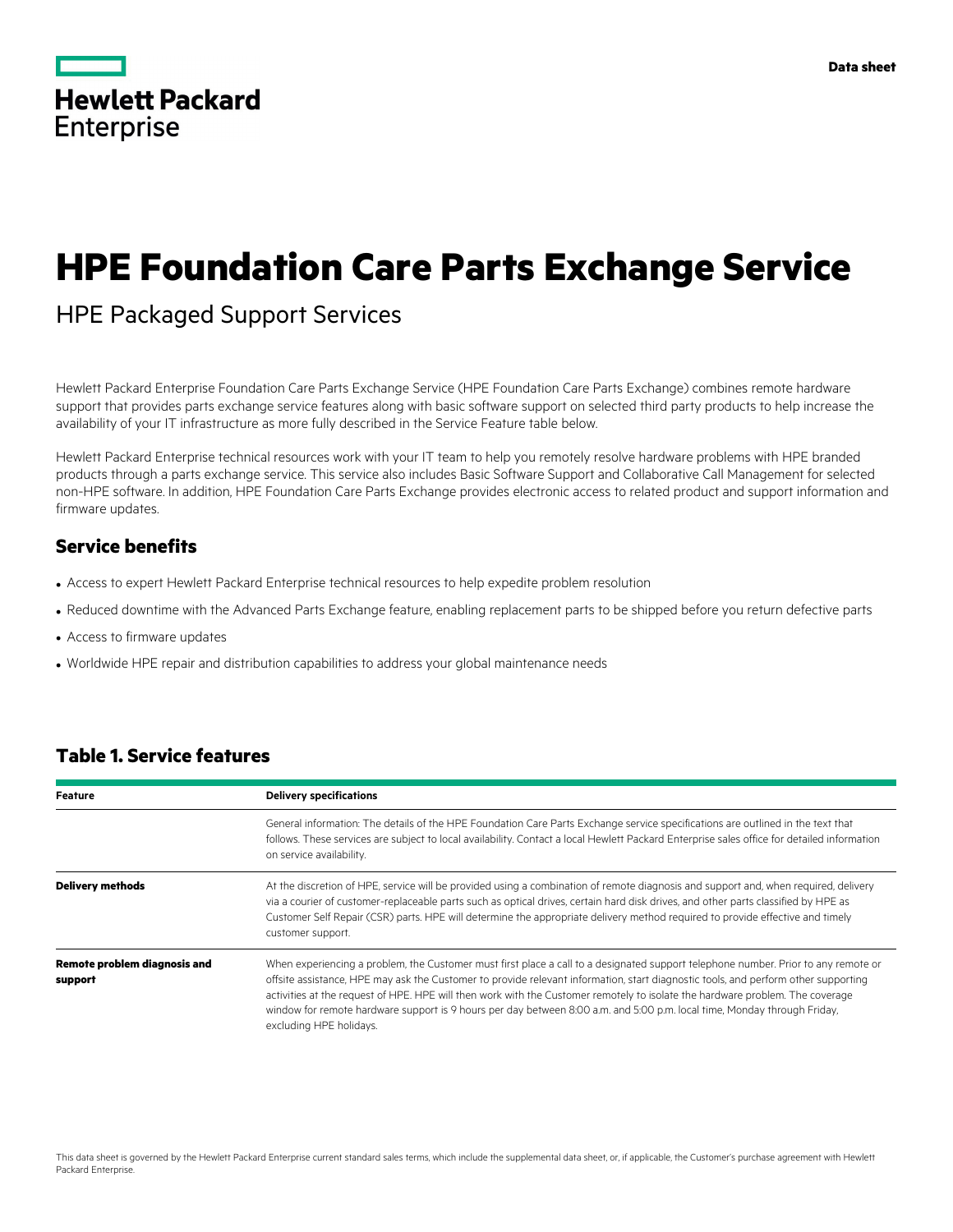Data sheet

# HPE Foundation Care Parts Exchange Service

## HPE Packaged Support Services

Hewlett Packard Enterprise Foundation Care Parts Exchange Service (HPE Foundation Care Parts Exchange) combines remote hardware support that provides parts exchange service features along with basic software support on selected third party products to help increase the availability of your IT infrastructure as more fully described in the Service Feature table below.

Hewlett Packard Enterprise technical resources work with your IT team to help you remotely resolve hardware problems with HPE branded products through a parts exchange service. This service also includes Basic Software Support and Collaborative Call Management for selected non-HPE software. In addition, HPE Foundation Care Parts Exchange provides electronic access to related product and support information and firmware updates.

## Service benefits

- Access to expert Hewlett Packard Enterprise technical resources to help expedite problem resolution
- Reduced downtime with the Advanced Parts Exchange feature, enabling replacement parts to be shipped before you return defective parts
- Access to firmware updates
- Worldwide HPE repair and distribution capabilities to address your global maintenance needs

## Table 1. Service features

| Feature | Delivery specifications |
|---|---|
| | General information: The details of the HPE Foundation Care Parts Exchange service specifications are outlined in the text that follows. These services are subject to local availability. Contact a local Hewlett Packard Enterprise sales office for detailed information on service availability. |
| **Delivery methods** | At the discretion of HPE, service will be provided using a combination of remote diagnosis and support and, when required, delivery via a courier of customer-replaceable parts such as optical drives, certain hard disk drives, and other parts classified by HPE as Customer Self Repair (CSR) parts. HPE will determine the appropriate delivery method required to provide effective and timely customer support. |
| **Remote problem diagnosis and support** | When experiencing a problem, the Customer must first place a call to a designated support telephone number. Prior to any remote or offsite assistance, HPE may ask the Customer to provide relevant information, start diagnostic tools, and perform other supporting activities at the request of HPE. HPE will then work with the Customer remotely to isolate the hardware problem. The coverage window for remote hardware support is 9 hours per day between 8:00 a.m. and 5:00 p.m. local time, Monday through Friday, excluding HPE holidays. |

This data sheet is governed by the Hewlett Packard Enterprise current standard sales terms, which include the supplemental data sheet, or, if applicable, the Customer's purchase agreement with Hewlett Packard Enterprise.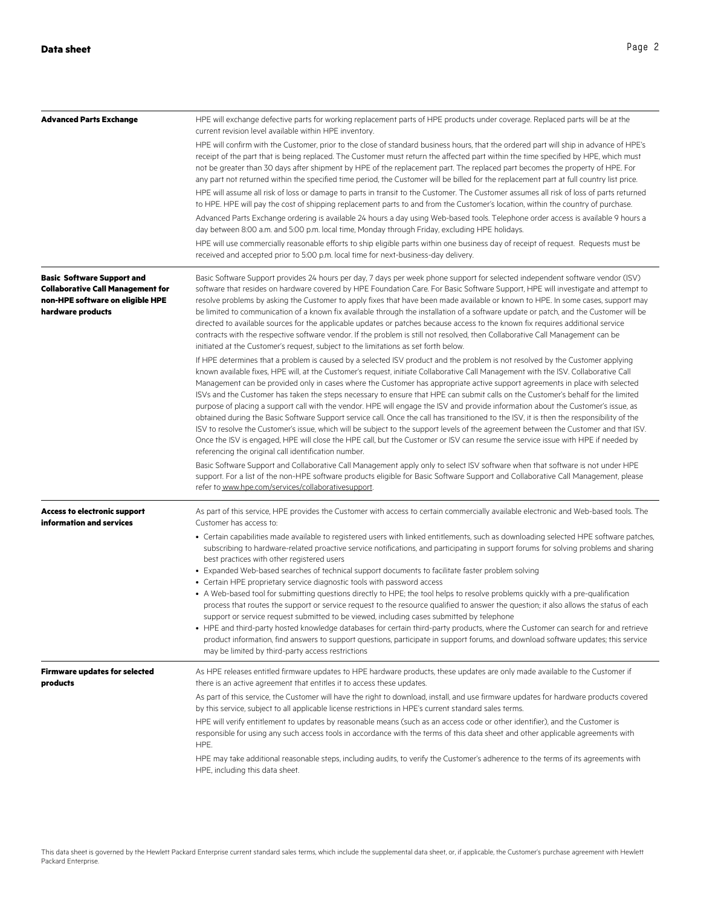| | |
|---|---|
| **Advanced Parts Exchange** | HPE will exchange defective parts for working replacement parts of HPE products under coverage. Replaced parts will be at the current revision level available within HPE inventory.<br><br>HPE will confirm with the Customer, prior to the close of standard business hours, that the ordered part will ship in advance of HPE's receipt of the part that is being replaced. The Customer must return the affected part within the time specified by HPE, which must not be greater than 30 days after shipment by HPE of the replacement part. The replaced part becomes the property of HPE. For any part not returned within the specified time period, the Customer will be billed for the replacement part at full country list price.<br><br>HPE will assume all risk of loss or damage to parts in transit to the Customer. The Customer assumes all risk of loss of parts returned to HPE. HPE will pay the cost of shipping replacement parts to and from the Customer's location, within the country of purchase.<br><br>Advanced Parts Exchange ordering is available 24 hours a day using Web-based tools. Telephone order access is available 9 hours a day between 8:00 a.m. and 5:00 p.m. local time, Monday through Friday, excluding HPE holidays.<br><br>HPE will use commercially reasonable efforts to ship eligible parts within one business day of receipt of request. Requests must be received and accepted prior to 5:00 p.m. local time for next-business-day delivery. |
| **Basic Software Support and Collaborative Call Management for non-HPE software on eligible HPE hardware products** | Basic Software Support provides 24 hours per day, 7 days per week phone support for selected independent software vendor (ISV) software that resides on hardware covered by HPE Foundation Care. For Basic Software Support, HPE will investigate and attempt to resolve problems by asking the Customer to apply fixes that have been made available or known to HPE. In some cases, support may be limited to communication of a known fix available through the installation of a software update or patch, and the Customer will be directed to available sources for the applicable updates or patches because access to the known fix requires additional service contracts with the respective software vendor. If the problem is still not resolved, then Collaborative Call Management can be initiated at the Customer's request, subject to the limitations as set forth below.<br><br>If HPE determines that a problem is caused by a selected ISV product and the problem is not resolved by the Customer applying known available fixes, HPE will, at the Customer's request, initiate Collaborative Call Management with the ISV. Collaborative Call Management can be provided only in cases where the Customer has appropriate active support agreements in place with selected ISVs and the Customer has taken the steps necessary to ensure that HPE can submit calls on the Customer's behalf for the limited purpose of placing a support call with the vendor. HPE will engage the ISV and provide information about the Customer's issue, as obtained during the Basic Software Support service call. Once the call has transitioned to the ISV, it is then the responsibility of the ISV to resolve the Customer's issue, which will be subject to the support levels of the agreement between the Customer and that ISV. Once the ISV is engaged, HPE will close the HPE call, but the Customer or ISV can resume the service issue with HPE if needed by referencing the original call identification number.<br><br>Basic Software Support and Collaborative Call Management apply only to select ISV software when that software is not under HPE support. For a list of the non-HPE software products eligible for Basic Software Support and Collaborative Call Management, please refer to www.hpe.com/services/collaborativesupport. |
| **Access to electronic support information and services** | As part of this service, HPE provides the Customer with access to certain commercially available electronic and Web-based tools. The Customer has access to:<br>• Certain capabilities made available to registered users with linked entitlements, such as downloading selected HPE software patches, subscribing to hardware-related proactive service notifications, and participating in support forums for solving problems and sharing best practices with other registered users<br>• Expanded Web-based searches of technical support documents to facilitate faster problem solving<br>• Certain HPE proprietary service diagnostic tools with password access<br>• A Web-based tool for submitting questions directly to HPE; the tool helps to resolve problems quickly with a pre-qualification process that routes the support or service request to the resource qualified to answer the question; it also allows the status of each support or service request submitted to be viewed, including cases submitted by telephone<br>• HPE and third-party hosted knowledge databases for certain third-party products, where the Customer can search for and retrieve product information, find answers to support questions, participate in support forums, and download software updates; this service may be limited by third-party access restrictions |
| **Firmware updates for selected products** | As HPE releases entitled firmware updates to HPE hardware products, these updates are only made available to the Customer if there is an active agreement that entitles it to access these updates.<br><br>As part of this service, the Customer will have the right to download, install, and use firmware updates for hardware products covered by this service, subject to all applicable license restrictions in HPE's current standard sales terms.<br><br>HPE will verify entitlement to updates by reasonable means (such as an access code or other identifier), and the Customer is responsible for using any such access tools in accordance with the terms of this data sheet and other applicable agreements with HPE.<br><br>HPE may take additional reasonable steps, including audits, to verify the Customer's adherence to the terms of its agreements with HPE, including this data sheet. |

This data sheet is governed by the Hewlett Packard Enterprise current standard sales terms, which include the supplemental data sheet, or, if applicable, the Customer's purchase agreement with Hewlett Packard Enterprise.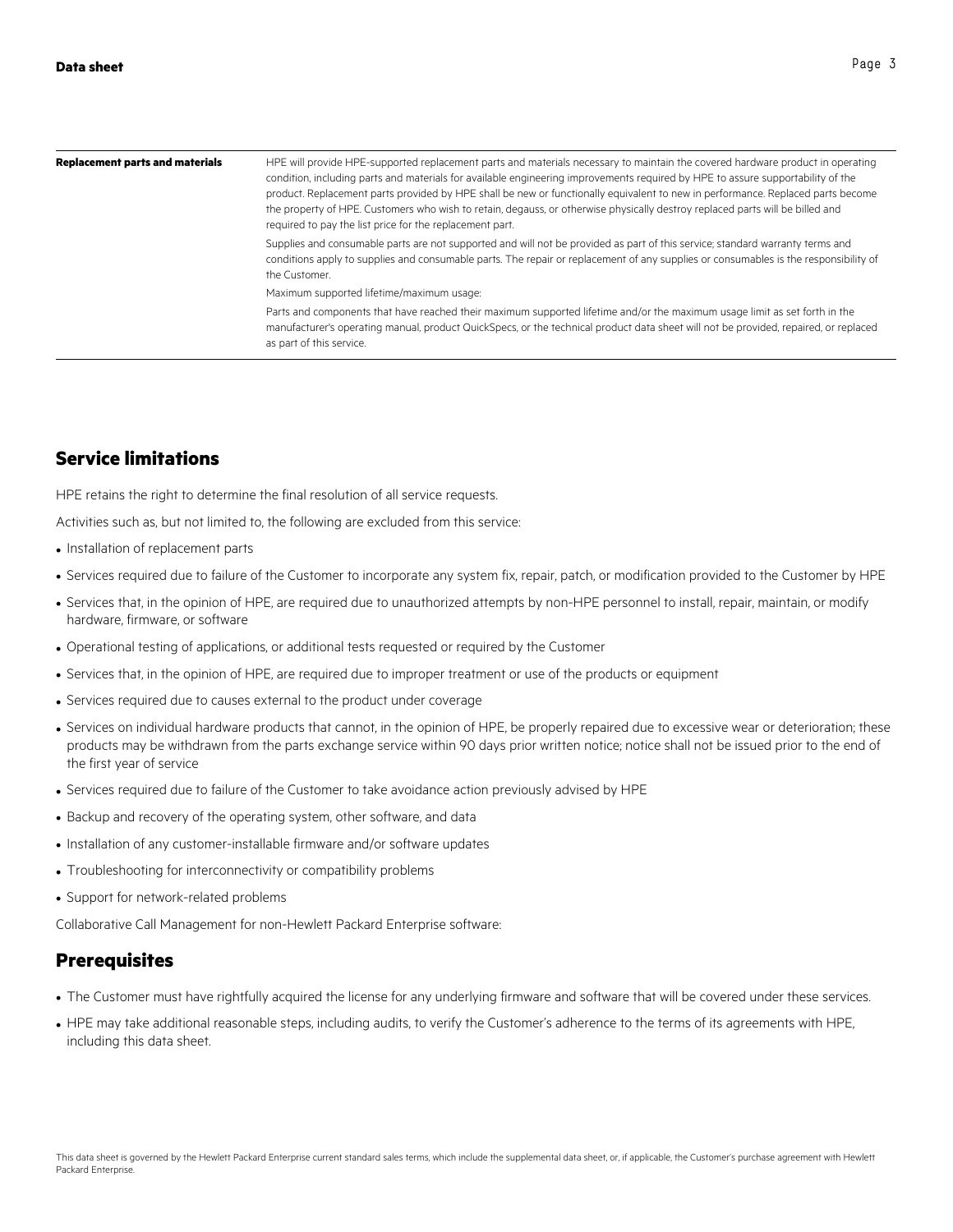| | |
|---|---|
| **Replacement parts and materials** | HPE will provide HPE-supported replacement parts and materials necessary to maintain the covered hardware product in operating condition, including parts and materials for available engineering improvements required by HPE to assure supportability of the product. Replacement parts provided by HPE shall be new or functionally equivalent to new in performance. Replaced parts become the property of HPE. Customers who wish to retain, degauss, or otherwise physically destroy replaced parts will be billed and required to pay the list price for the replacement part.<br><br>Supplies and consumable parts are not supported and will not be provided as part of this service; standard warranty terms and conditions apply to supplies and consumable parts. The repair or replacement of any supplies or consumables is the responsibility of the Customer.<br><br>Maximum supported lifetime/maximum usage:<br><br>Parts and components that have reached their maximum supported lifetime and/or the maximum usage limit as set forth in the manufacturer's operating manual, product QuickSpecs, or the technical product data sheet will not be provided, repaired, or replaced as part of this service. |

## Service limitations

HPE retains the right to determine the final resolution of all service requests.

Activities such as, but not limited to, the following are excluded from this service:

- Installation of replacement parts
- Services required due to failure of the Customer to incorporate any system fix, repair, patch, or modification provided to the Customer by HPE
- Services that, in the opinion of HPE, are required due to unauthorized attempts by non-HPE personnel to install, repair, maintain, or modify hardware, firmware, or software
- Operational testing of applications, or additional tests requested or required by the Customer
- Services that, in the opinion of HPE, are required due to improper treatment or use of the products or equipment
- Services required due to causes external to the product under coverage
- Services on individual hardware products that cannot, in the opinion of HPE, be properly repaired due to excessive wear or deterioration; these products may be withdrawn from the parts exchange service within 90 days prior written notice; notice shall not be issued prior to the end of the first year of service
- Services required due to failure of the Customer to take avoidance action previously advised by HPE
- Backup and recovery of the operating system, other software, and data
- Installation of any customer-installable firmware and/or software updates
- Troubleshooting for interconnectivity or compatibility problems
- Support for network-related problems

Collaborative Call Management for non-Hewlett Packard Enterprise software:

## Prerequisites

- The Customer must have rightfully acquired the license for any underlying firmware and software that will be covered under these services.
- HPE may take additional reasonable steps, including audits, to verify the Customer's adherence to the terms of its agreements with HPE, including this data sheet.

This data sheet is governed by the Hewlett Packard Enterprise current standard sales terms, which include the supplemental data sheet, or, if applicable, the Customer's purchase agreement with Hewlett Packard Enterprise.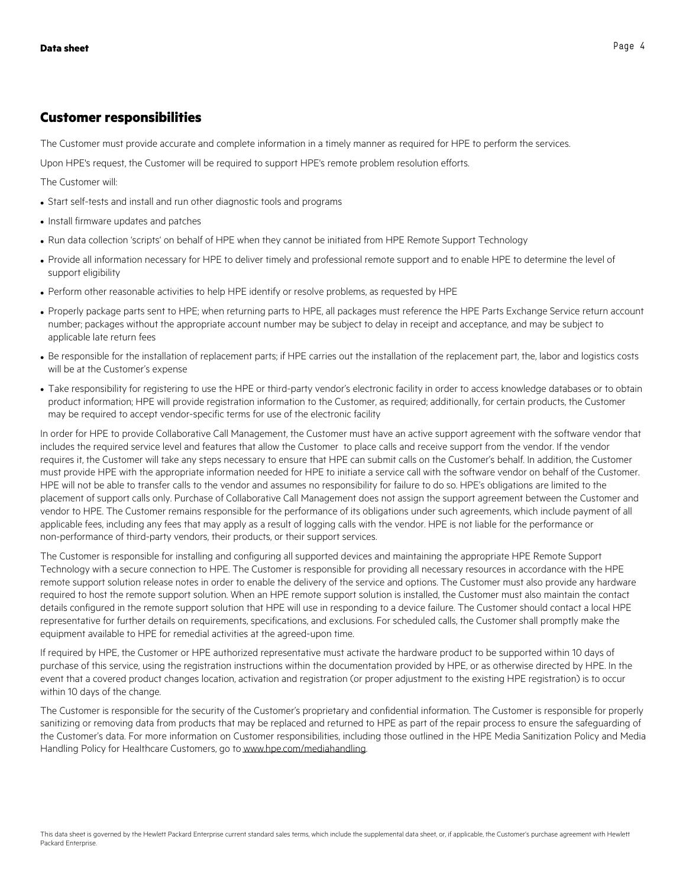## Customer responsibilities

The Customer must provide accurate and complete information in a timely manner as required for HPE to perform the services.

Upon HPE's request, the Customer will be required to support HPE's remote problem resolution efforts.

The Customer will:

- Start self-tests and install and run other diagnostic tools and programs
- Install firmware updates and patches
- Run data collection 'scripts' on behalf of HPE when they cannot be initiated from HPE Remote Support Technology
- Provide all information necessary for HPE to deliver timely and professional remote support and to enable HPE to determine the level of support eligibility
- Perform other reasonable activities to help HPE identify or resolve problems, as requested by HPE
- Properly package parts sent to HPE; when returning parts to HPE, all packages must reference the HPE Parts Exchange Service return account number; packages without the appropriate account number may be subject to delay in receipt and acceptance, and may be subject to applicable late return fees
- Be responsible for the installation of replacement parts; if HPE carries out the installation of the replacement part, the, labor and logistics costs will be at the Customer's expense
- Take responsibility for registering to use the HPE or third-party vendor's electronic facility in order to access knowledge databases or to obtain product information; HPE will provide registration information to the Customer, as required; additionally, for certain products, the Customer may be required to accept vendor-specific terms for use of the electronic facility

In order for HPE to provide Collaborative Call Management, the Customer must have an active support agreement with the software vendor that includes the required service level and features that allow the Customer to place calls and receive support from the vendor. If the vendor requires it, the Customer will take any steps necessary to ensure that HPE can submit calls on the Customer's behalf. In addition, the Customer must provide HPE with the appropriate information needed for HPE to initiate a service call with the software vendor on behalf of the Customer. HPE will not be able to transfer calls to the vendor and assumes no responsibility for failure to do so. HPE's obligations are limited to the placement of support calls only. Purchase of Collaborative Call Management does not assign the support agreement between the Customer and vendor to HPE. The Customer remains responsible for the performance of its obligations under such agreements, which include payment of all applicable fees, including any fees that may apply as a result of logging calls with the vendor. HPE is not liable for the performance or non-performance of third-party vendors, their products, or their support services.

The Customer is responsible for installing and configuring all supported devices and maintaining the appropriate HPE Remote Support Technology with a secure connection to HPE. The Customer is responsible for providing all necessary resources in accordance with the HPE remote support solution release notes in order to enable the delivery of the service and options. The Customer must also provide any hardware required to host the remote support solution. When an HPE remote support solution is installed, the Customer must also maintain the contact details configured in the remote support solution that HPE will use in responding to a device failure. The Customer should contact a local HPE representative for further details on requirements, specifications, and exclusions. For scheduled calls, the Customer shall promptly make the equipment available to HPE for remedial activities at the agreed-upon time.

If required by HPE, the Customer or HPE authorized representative must activate the hardware product to be supported within 10 days of purchase of this service, using the registration instructions within the documentation provided by HPE, or as otherwise directed by HPE. In the event that a covered product changes location, activation and registration (or proper adjustment to the existing HPE registration) is to occur within 10 days of the change.

The Customer is responsible for the security of the Customer's proprietary and confidential information. The Customer is responsible for properly sanitizing or removing data from products that may be replaced and returned to HPE as part of the repair process to ensure the safeguarding of the Customer's data. For more information on Customer responsibilities, including those outlined in the HPE Media Sanitization Policy and Media Handling Policy for Healthcare Customers, go to www.hpe.com/mediahandling.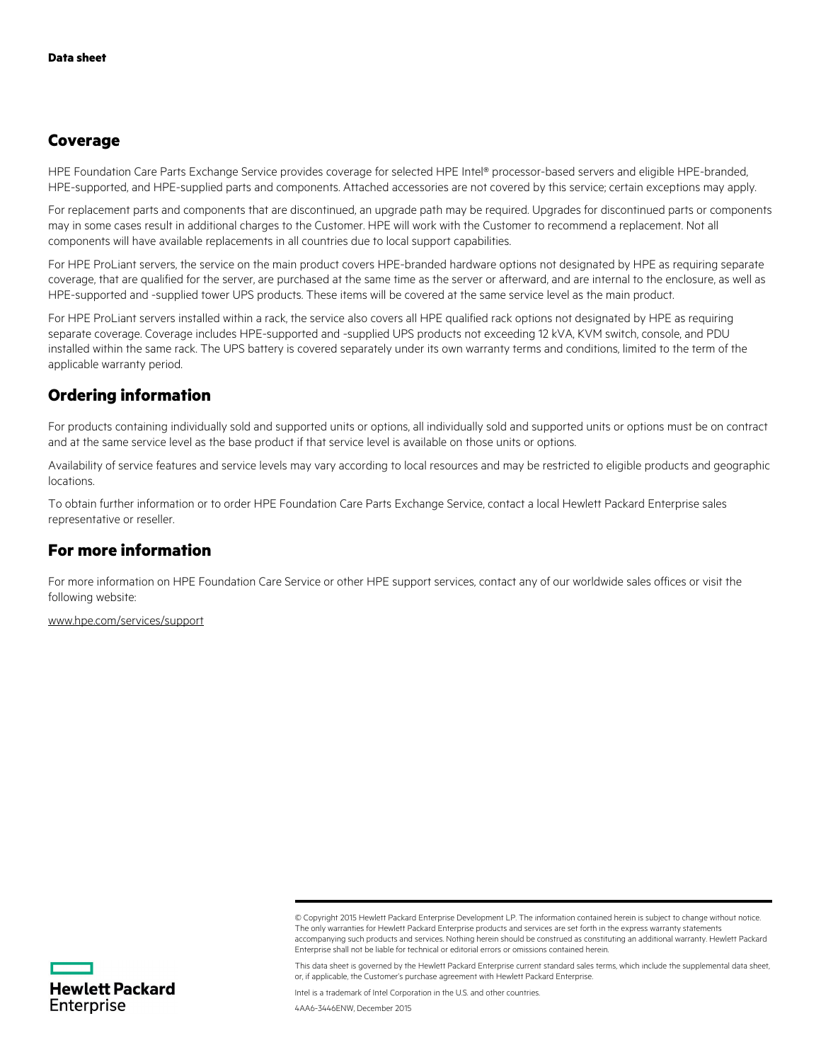## Coverage

HPE Foundation Care Parts Exchange Service provides coverage for selected HPE Intel® processor-based servers and eligible HPE-branded, HPE-supported, and HPE-supplied parts and components. Attached accessories are not covered by this service; certain exceptions may apply.

For replacement parts and components that are discontinued, an upgrade path may be required. Upgrades for discontinued parts or components may in some cases result in additional charges to the Customer. HPE will work with the Customer to recommend a replacement. Not all components will have available replacements in all countries due to local support capabilities.

For HPE ProLiant servers, the service on the main product covers HPE-branded hardware options not designated by HPE as requiring separate coverage, that are qualified for the server, are purchased at the same time as the server or afterward, and are internal to the enclosure, as well as HPE-supported and -supplied tower UPS products. These items will be covered at the same service level as the main product.

For HPE ProLiant servers installed within a rack, the service also covers all HPE qualified rack options not designated by HPE as requiring separate coverage. Coverage includes HPE-supported and -supplied UPS products not exceeding 12 kVA, KVM switch, console, and PDU installed within the same rack. The UPS battery is covered separately under its own warranty terms and conditions, limited to the term of the applicable warranty period.

## Ordering information

For products containing individually sold and supported units or options, all individually sold and supported units or options must be on contract and at the same service level as the base product if that service level is available on those units or options.

Availability of service features and service levels may vary according to local resources and may be restricted to eligible products and geographic locations.

To obtain further information or to order HPE Foundation Care Parts Exchange Service, contact a local Hewlett Packard Enterprise sales representative or reseller.

## For more information

For more information on HPE Foundation Care Service or other HPE support services, contact any of our worldwide sales offices or visit the following website:

www.hpe.com/services/support

© Copyright 2015 Hewlett Packard Enterprise Development LP. The information contained herein is subject to change without notice. The only warranties for Hewlett Packard Enterprise products and services are set forth in the express warranty statements accompanying such products and services. Nothing herein should be construed as constituting an additional warranty. Hewlett Packard Enterprise shall not be liable for technical or editorial errors or omissions contained herein.

This data sheet is governed by the Hewlett Packard Enterprise current standard sales terms, which include the supplemental data sheet, or, if applicable, the Customer's purchase agreement with Hewlett Packard Enterprise.

Intel is a trademark of Intel Corporation in the U.S. and other countries.

4AA6-3446ENW, December 2015

Hewlett Packard Enterprise